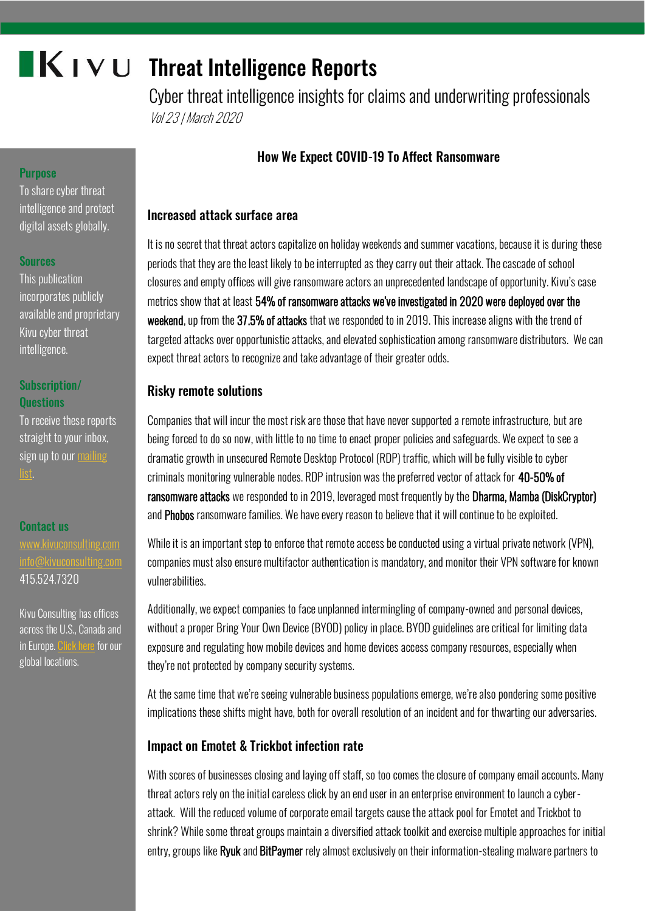# KIVU Threat Intelligence Reports

Cyber threat intelligence insights for claims and underwriting professionals

*Vol 23 | March 2020*

**Purpose**

To share cyber threat intelligence and protect digital assets globally.

**Sources**

This publication incorporates publicly available and proprietary Kivu cyber threat intelligence.

**Subscription/ Questions**

To receive these reports straight to your inbox, sign up to our mailing list.

**Contact us**

www.kivuconsulting.com
info@kivuconsulting.com
415.524.7320

Kivu Consulting has offices across the U.S., Canada and in Europe. Click here for our global locations.

## How We Expect COVID-19 To Affect Ransomware

### Increased attack surface area

It is no secret that threat actors capitalize on holiday weekends and summer vacations, because it is during these periods that they are the least likely to be interrupted as they carry out their attack. The cascade of school closures and empty offices will give ransomware actors an unprecedented landscape of opportunity. Kivu's case metrics show that at least **54% of ransomware attacks we've investigated in 2020 were deployed over the weekend**, up from the **37.5% of attacks** that we responded to in 2019. This increase aligns with the trend of targeted attacks over opportunistic attacks, and elevated sophistication among ransomware distributors. We can expect threat actors to recognize and take advantage of their greater odds.

### Risky remote solutions

Companies that will incur the most risk are those that have never supported a remote infrastructure, but are being forced to do so now, with little to no time to enact proper policies and safeguards. We expect to see a dramatic growth in unsecured Remote Desktop Protocol (RDP) traffic, which will be fully visible to cyber criminals monitoring vulnerable nodes. RDP intrusion was the preferred vector of attack for **40-50% of ransomware attacks** we responded to in 2019, leveraged most frequently by the **Dharma, Mamba (DiskCryptor)** and **Phobos** ransomware families. We have every reason to believe that it will continue to be exploited.

While it is an important step to enforce that remote access be conducted using a virtual private network (VPN), companies must also ensure multifactor authentication is mandatory, and monitor their VPN software for known vulnerabilities.

Additionally, we expect companies to face unplanned intermingling of company-owned and personal devices, without a proper Bring Your Own Device (BYOD) policy in place. BYOD guidelines are critical for limiting data exposure and regulating how mobile devices and home devices access company resources, especially when they're not protected by company security systems.

At the same time that we're seeing vulnerable business populations emerge, we're also pondering some positive implications these shifts might have, both for overall resolution of an incident and for thwarting our adversaries.

### Impact on Emotet & Trickbot infection rate

With scores of businesses closing and laying off staff, so too comes the closure of company email accounts. Many threat actors rely on the initial careless click by an end user in an enterprise environment to launch a cyber-attack. Will the reduced volume of corporate email targets cause the attack pool for Emotet and Trickbot to shrink? While some threat groups maintain a diversified attack toolkit and exercise multiple approaches for initial entry, groups like **Ryuk** and **BitPaymer** rely almost exclusively on their information-stealing malware partners to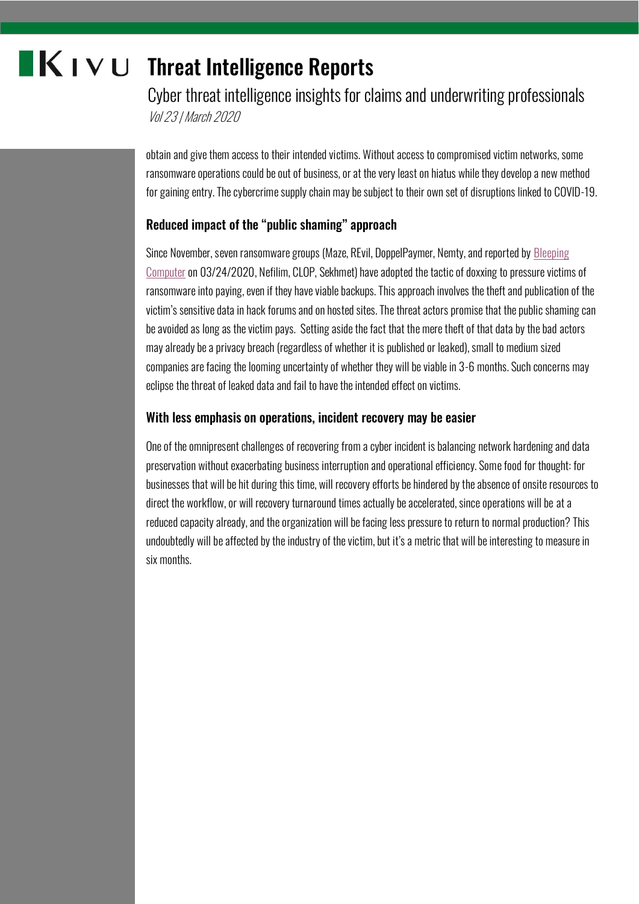obtain and give them access to their intended victims. Without access to compromised victim networks, some ransomware operations could be out of business, or at the very least on hiatus while they develop a new method for gaining entry. The cybercrime supply chain may be subject to their own set of disruptions linked to COVID-19.

### Reduced impact of the "public shaming" approach

Since November, seven ransomware groups (Maze, REvil, DoppelPaymer, Nemty, and reported by Bleeping Computer on 03/24/2020, Nefilim, CLOP, Sekhmet) have adopted the tactic of doxxing to pressure victims of ransomware into paying, even if they have viable backups. This approach involves the theft and publication of the victim's sensitive data in hack forums and on hosted sites. The threat actors promise that the public shaming can be avoided as long as the victim pays. Setting aside the fact that the mere theft of that data by the bad actors may already be a privacy breach (regardless of whether it is published or leaked), small to medium sized companies are facing the looming uncertainty of whether they will be viable in 3-6 months. Such concerns may eclipse the threat of leaked data and fail to have the intended effect on victims.

### With less emphasis on operations, incident recovery may be easier

One of the omnipresent challenges of recovering from a cyber incident is balancing network hardening and data preservation without exacerbating business interruption and operational efficiency. Some food for thought: for businesses that will be hit during this time, will recovery efforts be hindered by the absence of onsite resources to direct the workflow, or will recovery turnaround times actually be accelerated, since operations will be at a reduced capacity already, and the organization will be facing less pressure to return to normal production? This undoubtedly will be affected by the industry of the victim, but it's a metric that will be interesting to measure in six months.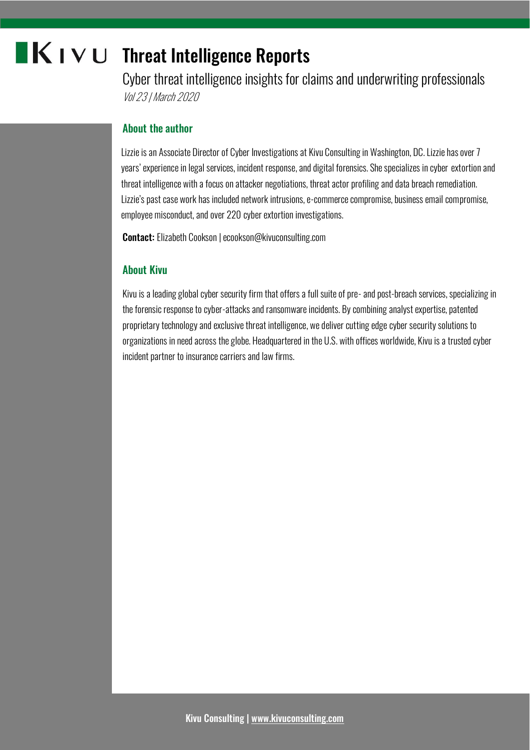# KIVU Threat Intelligence Reports

Cyber threat intelligence insights for claims and underwriting professionals

*Vol 23 | March 2020*

## About the author

Lizzie is an Associate Director of Cyber Investigations at Kivu Consulting in Washington, DC. Lizzie has over 7 years' experience in legal services, incident response, and digital forensics. She specializes in cyber extortion and threat intelligence with a focus on attacker negotiations, threat actor profiling and data breach remediation. Lizzie's past case work has included network intrusions, e-commerce compromise, business email compromise, employee misconduct, and over 220 cyber extortion investigations.

**Contact:** Elizabeth Cookson | ecookson@kivuconsulting.com

## About Kivu

Kivu is a leading global cyber security firm that offers a full suite of pre- and post-breach services, specializing in the forensic response to cyber-attacks and ransomware incidents. By combining analyst expertise, patented proprietary technology and exclusive threat intelligence, we deliver cutting edge cyber security solutions to organizations in need across the globe. Headquartered in the U.S. with offices worldwide, Kivu is a trusted cyber incident partner to insurance carriers and law firms.

**Kivu Consulting | www.kivuconsulting.com**